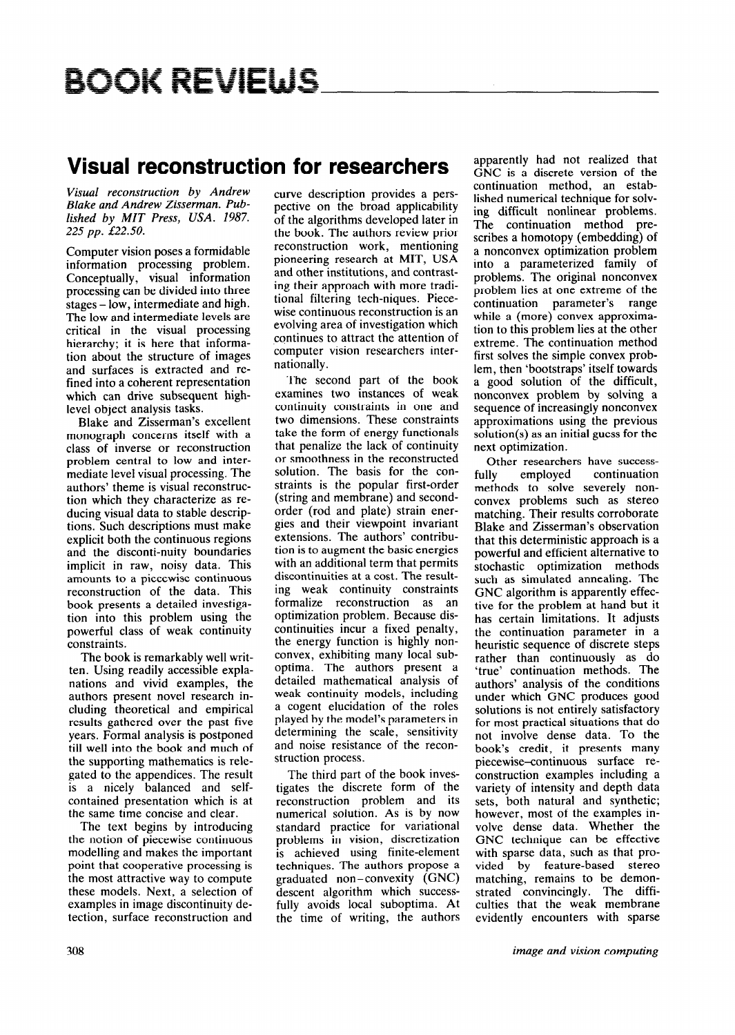# BOOK REVIEWS

## Visual reconstruction for researchers

*Visual reconstruction by Andrew Blake and Andrew Zisserman. Published by MIT Press, USA. 1987. 225 pp. £22.50.*

Computer vision poses a formidable information processing problem. Conceptually, visual information processing can be divided into three stages – low, intermediate and high. The low and intermediate levels are critical in the visual processing hierarchy; it is here that information about the structure of images and surfaces is extracted and refined into a coherent representation which can drive subsequent high-level object analysis tasks.

Blake and Zisserman's excellent monograph concerns itself with a class of inverse or reconstruction problem central to low and intermediate level visual processing. The authors' theme is visual reconstruction which they characterize as reducing visual data to stable descriptions. Such descriptions must make explicit both the continuous regions and the disconti-nuity boundaries implicit in raw, noisy data. This amounts to a piecewise continuous reconstruction of the data. This book presents a detailed investigation into this problem using the powerful class of weak continuity constraints.

The book is remarkably well written. Using readily accessible explanations and vivid examples, the authors present novel research including theoretical and empirical results gathered over the past five years. Formal analysis is postponed till well into the book and much of the supporting mathematics is relegated to the appendices. The result is a nicely balanced and self-contained presentation which is at the same time concise and clear.

The text begins by introducing the notion of piecewise continuous modelling and makes the important point that cooperative processing is the most attractive way to compute these models. Next, a selection of examples in image discontinuity detection, surface reconstruction and curve description provides a perspective on the broad applicability of the algorithms developed later in the book. The authors review prior reconstruction work, mentioning pioneering research at MIT, USA and other institutions, and contrasting their approach with more traditional filtering tech-niques. Piecewise continuous reconstruction is an evolving area of investigation which continues to attract the attention of computer vision researchers internationally.

The second part of the book examines two instances of weak continuity constraints in one and two dimensions. These constraints take the form of energy functionals that penalize the lack of continuity or smoothness in the reconstructed solution. The basis for the constraints is the popular first-order (string and membrane) and second-order (rod and plate) strain energies and their viewpoint invariant extensions. The authors' contribution is to augment the basic energies with an additional term that permits discontinuities at a cost. The resulting weak continuity constraints formalize reconstruction as an optimization problem. Because discontinuities incur a fixed penalty, the energy function is highly nonconvex, exhibiting many local suboptima. The authors present a detailed mathematical analysis of weak continuity models, including a cogent elucidation of the roles played by the model's parameters in determining the scale, sensitivity and noise resistance of the reconstruction process.

The third part of the book investigates the discrete form of the reconstruction problem and its numerical solution. As is by now standard practice for variational problems in vision, discretization is achieved using finite-element techniques. The authors propose a graduated non-convexity (GNC) descent algorithm which successfully avoids local suboptima. At the time of writing, the authors apparently had not realized that GNC is a discrete version of the continuation method, an established numerical technique for solving difficult nonlinear problems. The continuation method prescribes a homotopy (embedding) of a nonconvex optimization problem into a parameterized family of problems. The original nonconvex problem lies at one extreme of the continuation parameter's range while a (more) convex approximation to this problem lies at the other extreme. The continuation method first solves the simple convex problem, then 'bootstraps' itself towards a good solution of the difficult, nonconvex problem by solving a sequence of increasingly nonconvex approximations using the previous solution(s) as an initial guess for the next optimization.

Other researchers have successfully employed continuation methods to solve severely nonconvex problems such as stereo matching. Their results corroborate Blake and Zisserman's observation that this deterministic approach is a powerful and efficient alternative to stochastic optimization methods such as simulated annealing. The GNC algorithm is apparently effective for the problem at hand but it has certain limitations. It adjusts the continuation parameter in a heuristic sequence of discrete steps rather than continuously as do 'true' continuation methods. The authors' analysis of the conditions under which GNC produces good solutions is not entirely satisfactory for most practical situations that do not involve dense data. To the book's credit, it presents many piecewise–continuous surface reconstruction examples including a variety of intensity and depth data sets, both natural and synthetic; however, most of the examples involve dense data. Whether the GNC technique can be effective with sparse data, such as that provided by feature-based stereo matching, remains to be demonstrated convincingly. The difficulties that the weak membrane evidently encounters with sparse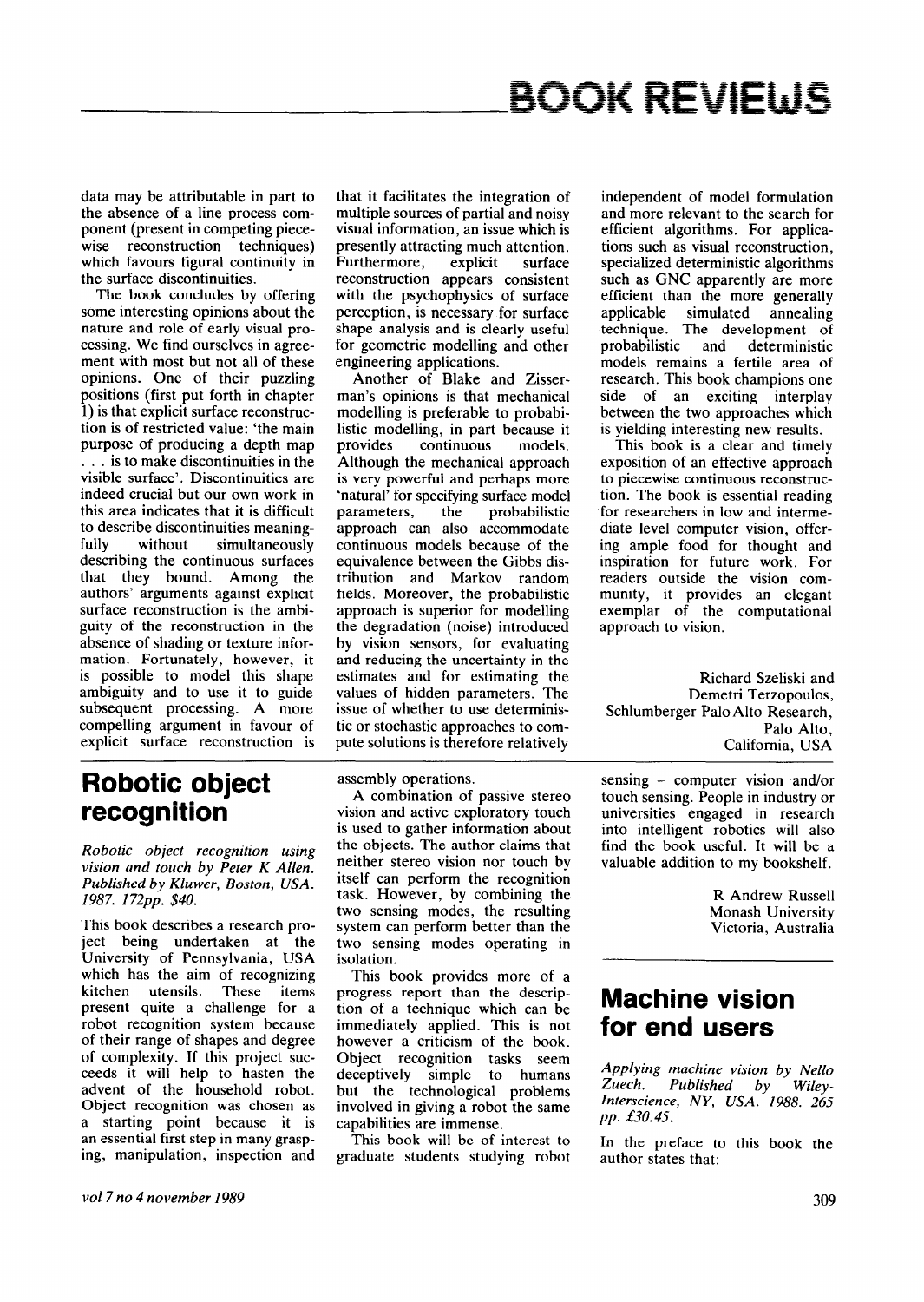data may be attributable in part to the absence of a line process component (present in competing piecewise reconstruction techniques) which favours figural continuity in the surface discontinuities.

The book concludes by offering some interesting opinions about the nature and role of early visual processing. We find ourselves in agreement with most but not all of these opinions. One of their puzzling positions (first put forth in chapter 1) is that explicit surface reconstruction is of restricted value: 'the main purpose of producing a depth map . . . is to make discontinuities in the visible surface'. Discontinuities are indeed crucial but our own work in this area indicates that it is difficult to describe discontinuities meaningfully without simultaneously describing the continuous surfaces that they bound. Among the authors' arguments against explicit surface reconstruction is the ambiguity of the reconstruction in the absence of shading or texture information. Fortunately, however, it is possible to model this shape ambiguity and to use it to guide subsequent processing. A more compelling argument in favour of explicit surface reconstruction is that it facilitates the integration of multiple sources of partial and noisy visual information, an issue which is presently attracting much attention. Furthermore, explicit surface reconstruction appears consistent with the psychophysics of surface perception, is necessary for surface shape analysis and is clearly useful for geometric modelling and other engineering applications.

Another of Blake and Zisserman's opinions is that mechanical modelling is preferable to probabilistic modelling, in part because it provides continuous models. Although the mechanical approach is very powerful and perhaps more 'natural' for specifying surface model parameters, the probabilistic approach can also accommodate continuous models because of the equivalence between the Gibbs distribution and Markov random fields. Moreover, the probabilistic approach is superior for modelling the degradation (noise) introduced by vision sensors, for evaluating and reducing the uncertainty in the estimates and for estimating the values of hidden parameters. The issue of whether to use deterministic or stochastic approaches to compute solutions is therefore relatively independent of model formulation and more relevant to the search for efficient algorithms. For applications such as visual reconstruction, specialized deterministic algorithms such as GNC apparently are more efficient than the more generally applicable simulated annealing technique. The development of probabilistic and deterministic models remains a fertile area of research. This book champions one side of an exciting interplay between the two approaches which is yielding interesting new results.

This book is a clear and timely exposition of an effective approach to piecewise continuous reconstruction. The book is essential reading for researchers in low and intermediate level computer vision, offering ample food for thought and inspiration for future work. For readers outside the vision community, it provides an elegant exemplar of the computational approach to vision.

Richard Szeliski and
Demetri Terzopoulos,
Schlumberger Palo Alto Research,
Palo Alto,
California, USA

## Robotic object recognition

*Robotic object recognition using vision and touch by Peter K Allen. Published by Kluwer, Boston, USA. 1987. 172pp. $40.*

This book describes a research project being undertaken at the University of Pennsylvania, USA which has the aim of recognizing kitchen utensils. These items present quite a challenge for a robot recognition system because of their range of shapes and degree of complexity. If this project succeeds it will help to hasten the advent of the household robot. Object recognition was chosen as a starting point because it is an essential first step in many grasping, manipulation, inspection and assembly operations.

A combination of passive stereo vision and active exploratory touch is used to gather information about the objects. The author claims that neither stereo vision nor touch by itself can perform the recognition task. However, by combining the two sensing modes, the resulting system can perform better than the two sensing modes operating in isolation.

This book provides more of a progress report than the description of a technique which can be immediately applied. This is not however a criticism of the book. Object recognition tasks seem deceptively simple to humans but the technological problems involved in giving a robot the same capabilities are immense.

This book will be of interest to graduate students studying robot sensing – computer vision and/or touch sensing. People in industry or universities engaged in research into intelligent robotics will also find the book useful. It will be a valuable addition to my bookshelf.

R Andrew Russell
Monash University
Victoria, Australia

## Machine vision for end users

*Applying machine vision by Nello Zuech. Published by Wiley-Interscience, NY, USA. 1988. 265 pp. £30.45.*

In the preface to this book the author states that: